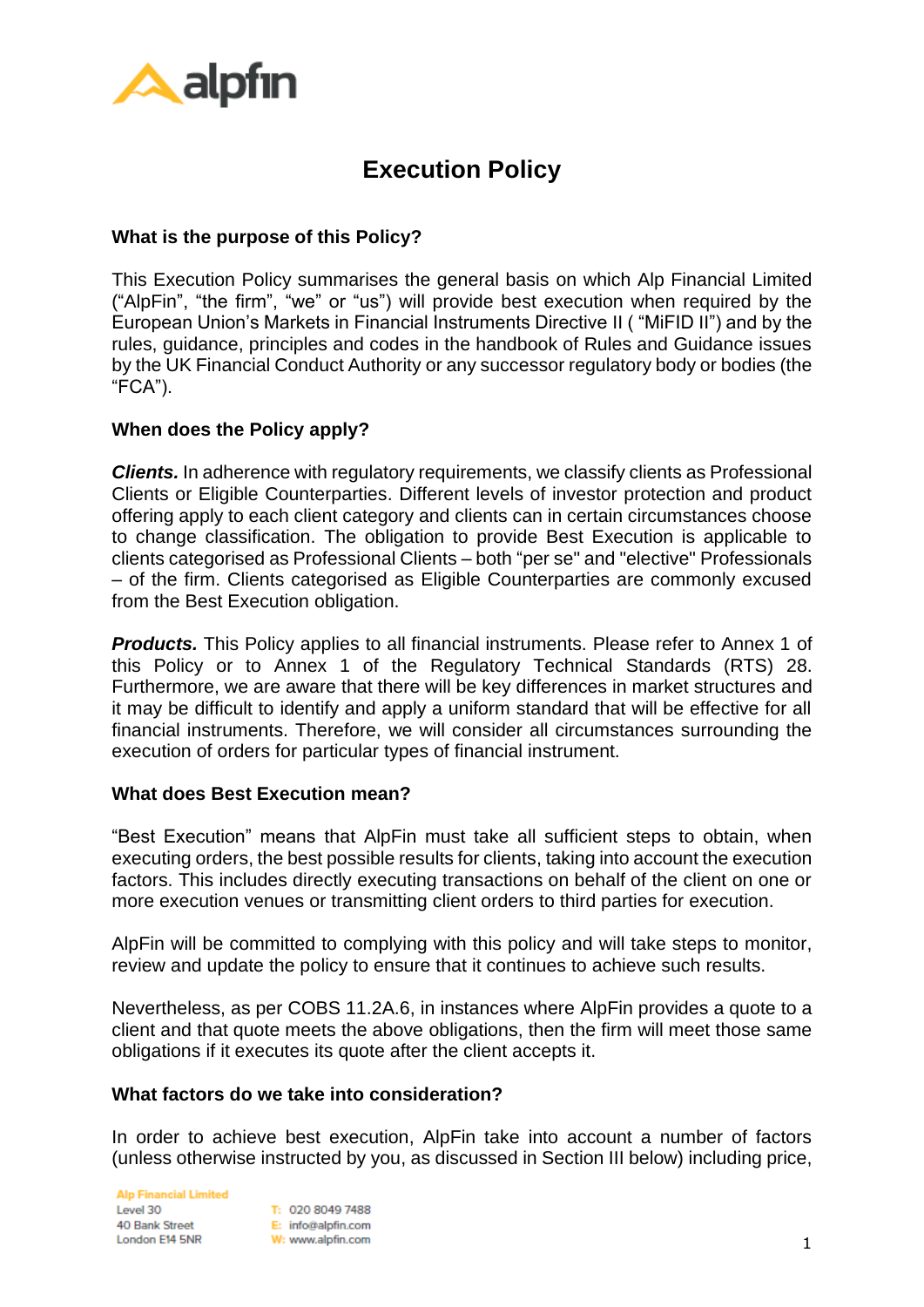# Execution Policy

## What is the purpose of this Policy?

This Execution Policy summarises the general basis on which Alp Financial Limited ("AlpFin", "the firm", "we" or "us") will provide best execution when required by the European Union's Markets in Financial Instruments Directive II ( "MiFID II") and by the rules, guidance, principles and codes in the handbook of Rules and Guidance issues by the UK Financial Conduct Authority or any successor regulatory body or bodies (the "FCA").

## When does the Policy apply?

***Clients.*** In adherence with regulatory requirements, we classify clients as Professional Clients or Eligible Counterparties. Different levels of investor protection and product offering apply to each client category and clients can in certain circumstances choose to change classification. The obligation to provide Best Execution is applicable to clients categorised as Professional Clients – both "per se" and "elective" Professionals – of the firm. Clients categorised as Eligible Counterparties are commonly excused from the Best Execution obligation.

***Products.*** This Policy applies to all financial instruments. Please refer to Annex 1 of this Policy or to Annex 1 of the Regulatory Technical Standards (RTS) 28. Furthermore, we are aware that there will be key differences in market structures and it may be difficult to identify and apply a uniform standard that will be effective for all financial instruments. Therefore, we will consider all circumstances surrounding the execution of orders for particular types of financial instrument.

## What does Best Execution mean?

"Best Execution" means that AlpFin must take all sufficient steps to obtain, when executing orders, the best possible results for clients, taking into account the execution factors. This includes directly executing transactions on behalf of the client on one or more execution venues or transmitting client orders to third parties for execution.

AlpFin will be committed to complying with this policy and will take steps to monitor, review and update the policy to ensure that it continues to achieve such results.

Nevertheless, as per COBS 11.2A.6, in instances where AlpFin provides a quote to a client and that quote meets the above obligations, then the firm will meet those same obligations if it executes its quote after the client accepts it.

## What factors do we take into consideration?

In order to achieve best execution, AlpFin take into account a number of factors (unless otherwise instructed by you, as discussed in Section III below) including price,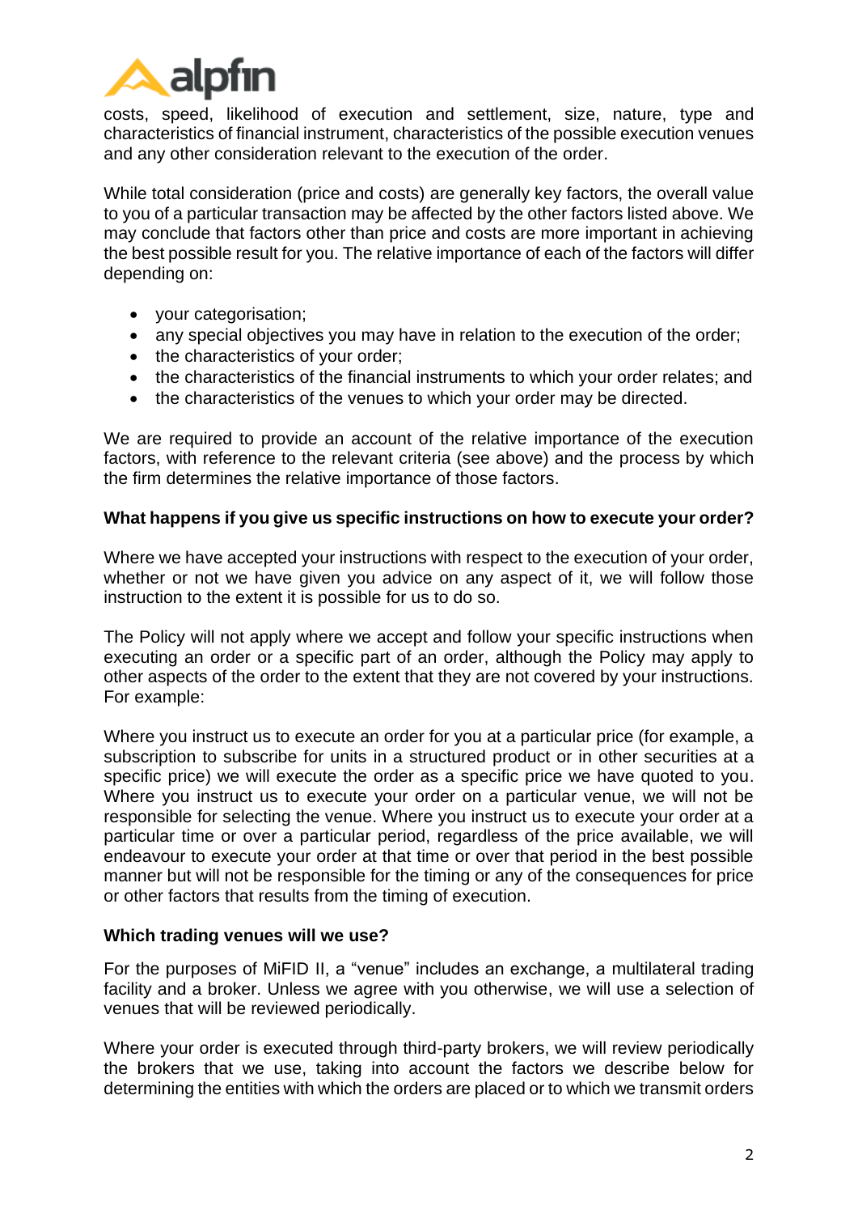costs, speed, likelihood of execution and settlement, size, nature, type and characteristics of financial instrument, characteristics of the possible execution venues and any other consideration relevant to the execution of the order.

While total consideration (price and costs) are generally key factors, the overall value to you of a particular transaction may be affected by the other factors listed above. We may conclude that factors other than price and costs are more important in achieving the best possible result for you. The relative importance of each of the factors will differ depending on:

- your categorisation;
- any special objectives you may have in relation to the execution of the order;
- the characteristics of your order;
- the characteristics of the financial instruments to which your order relates; and
- the characteristics of the venues to which your order may be directed.

We are required to provide an account of the relative importance of the execution factors, with reference to the relevant criteria (see above) and the process by which the firm determines the relative importance of those factors.

**What happens if you give us specific instructions on how to execute your order?**

Where we have accepted your instructions with respect to the execution of your order, whether or not we have given you advice on any aspect of it, we will follow those instruction to the extent it is possible for us to do so.

The Policy will not apply where we accept and follow your specific instructions when executing an order or a specific part of an order, although the Policy may apply to other aspects of the order to the extent that they are not covered by your instructions. For example:

Where you instruct us to execute an order for you at a particular price (for example, a subscription to subscribe for units in a structured product or in other securities at a specific price) we will execute the order as a specific price we have quoted to you. Where you instruct us to execute your order on a particular venue, we will not be responsible for selecting the venue. Where you instruct us to execute your order at a particular time or over a particular period, regardless of the price available, we will endeavour to execute your order at that time or over that period in the best possible manner but will not be responsible for the timing or any of the consequences for price or other factors that results from the timing of execution.

**Which trading venues will we use?**

For the purposes of MiFID II, a "venue" includes an exchange, a multilateral trading facility and a broker. Unless we agree with you otherwise, we will use a selection of venues that will be reviewed periodically.

Where your order is executed through third-party brokers, we will review periodically the brokers that we use, taking into account the factors we describe below for determining the entities with which the orders are placed or to which we transmit orders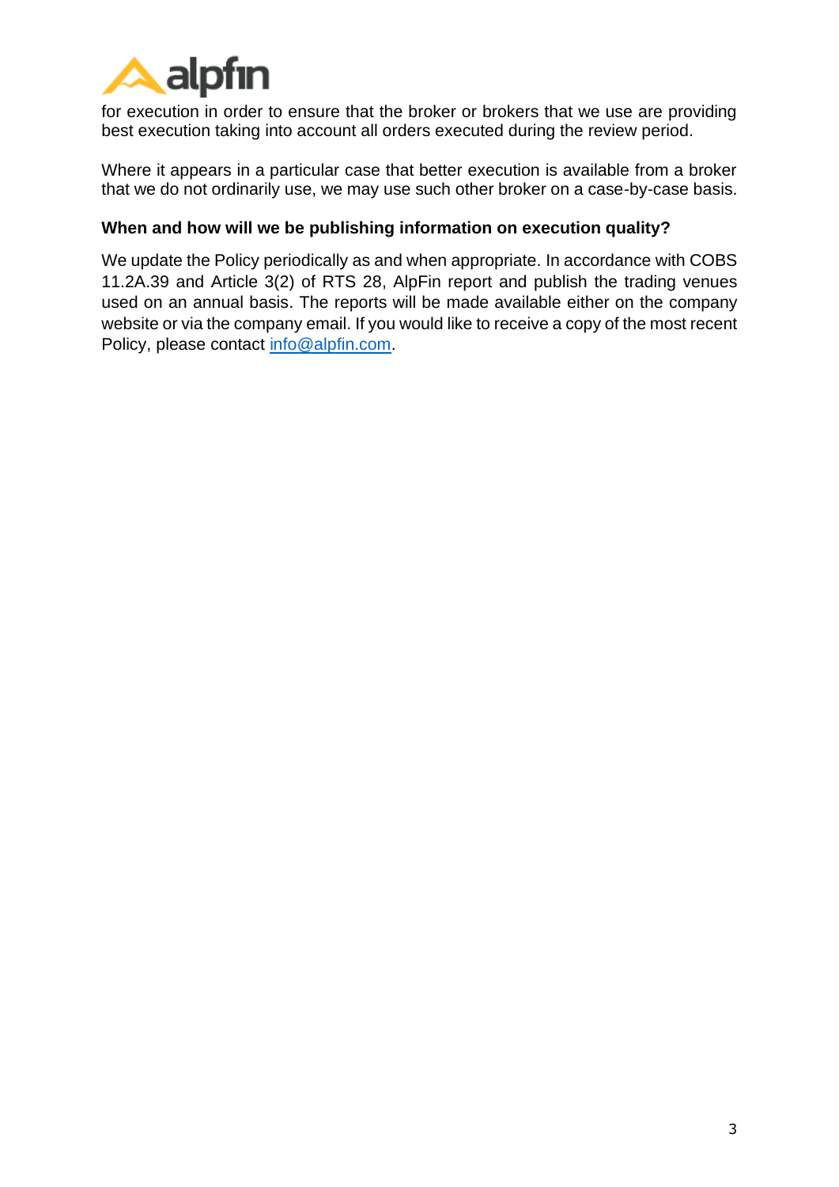for execution in order to ensure that the broker or brokers that we use are providing best execution taking into account all orders executed during the review period.

Where it appears in a particular case that better execution is available from a broker that we do not ordinarily use, we may use such other broker on a case-by-case basis.

**When and how will we be publishing information on execution quality?**

We update the Policy periodically as and when appropriate. In accordance with COBS 11.2A.39 and Article 3(2) of RTS 28, AlpFin report and publish the trading venues used on an annual basis. The reports will be made available either on the company website or via the company email. If you would like to receive a copy of the most recent Policy, please contact info@alpfin.com.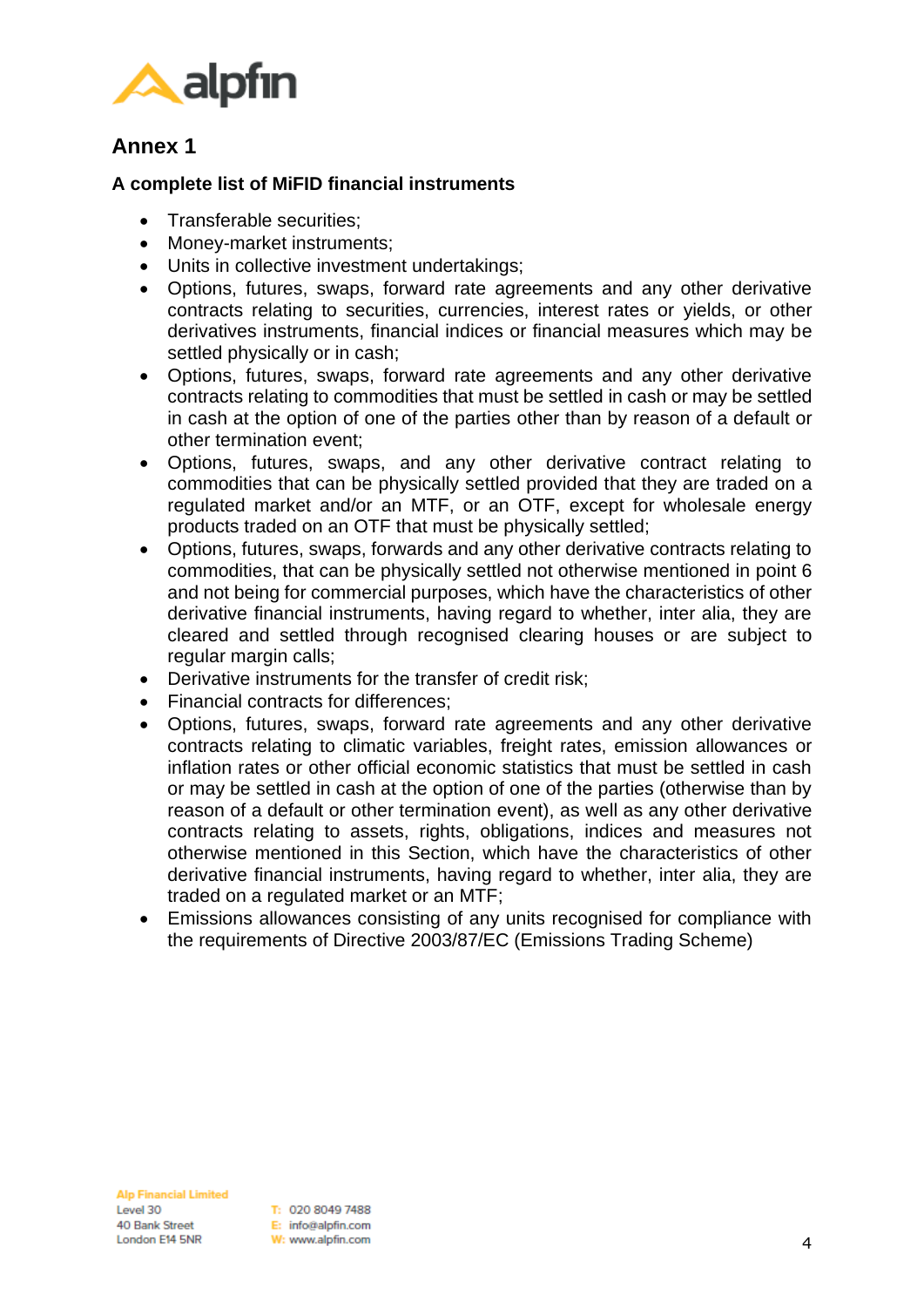## Annex 1

### A complete list of MiFID financial instruments

- Transferable securities;
- Money-market instruments;
- Units in collective investment undertakings;
- Options, futures, swaps, forward rate agreements and any other derivative contracts relating to securities, currencies, interest rates or yields, or other derivatives instruments, financial indices or financial measures which may be settled physically or in cash;
- Options, futures, swaps, forward rate agreements and any other derivative contracts relating to commodities that must be settled in cash or may be settled in cash at the option of one of the parties other than by reason of a default or other termination event;
- Options, futures, swaps, and any other derivative contract relating to commodities that can be physically settled provided that they are traded on a regulated market and/or an MTF, or an OTF, except for wholesale energy products traded on an OTF that must be physically settled;
- Options, futures, swaps, forwards and any other derivative contracts relating to commodities, that can be physically settled not otherwise mentioned in point 6 and not being for commercial purposes, which have the characteristics of other derivative financial instruments, having regard to whether, inter alia, they are cleared and settled through recognised clearing houses or are subject to regular margin calls;
- Derivative instruments for the transfer of credit risk;
- Financial contracts for differences;
- Options, futures, swaps, forward rate agreements and any other derivative contracts relating to climatic variables, freight rates, emission allowances or inflation rates or other official economic statistics that must be settled in cash or may be settled in cash at the option of one of the parties (otherwise than by reason of a default or other termination event), as well as any other derivative contracts relating to assets, rights, obligations, indices and measures not otherwise mentioned in this Section, which have the characteristics of other derivative financial instruments, having regard to whether, inter alia, they are traded on a regulated market or an MTF;
- Emissions allowances consisting of any units recognised for compliance with the requirements of Directive 2003/87/EC (Emissions Trading Scheme)